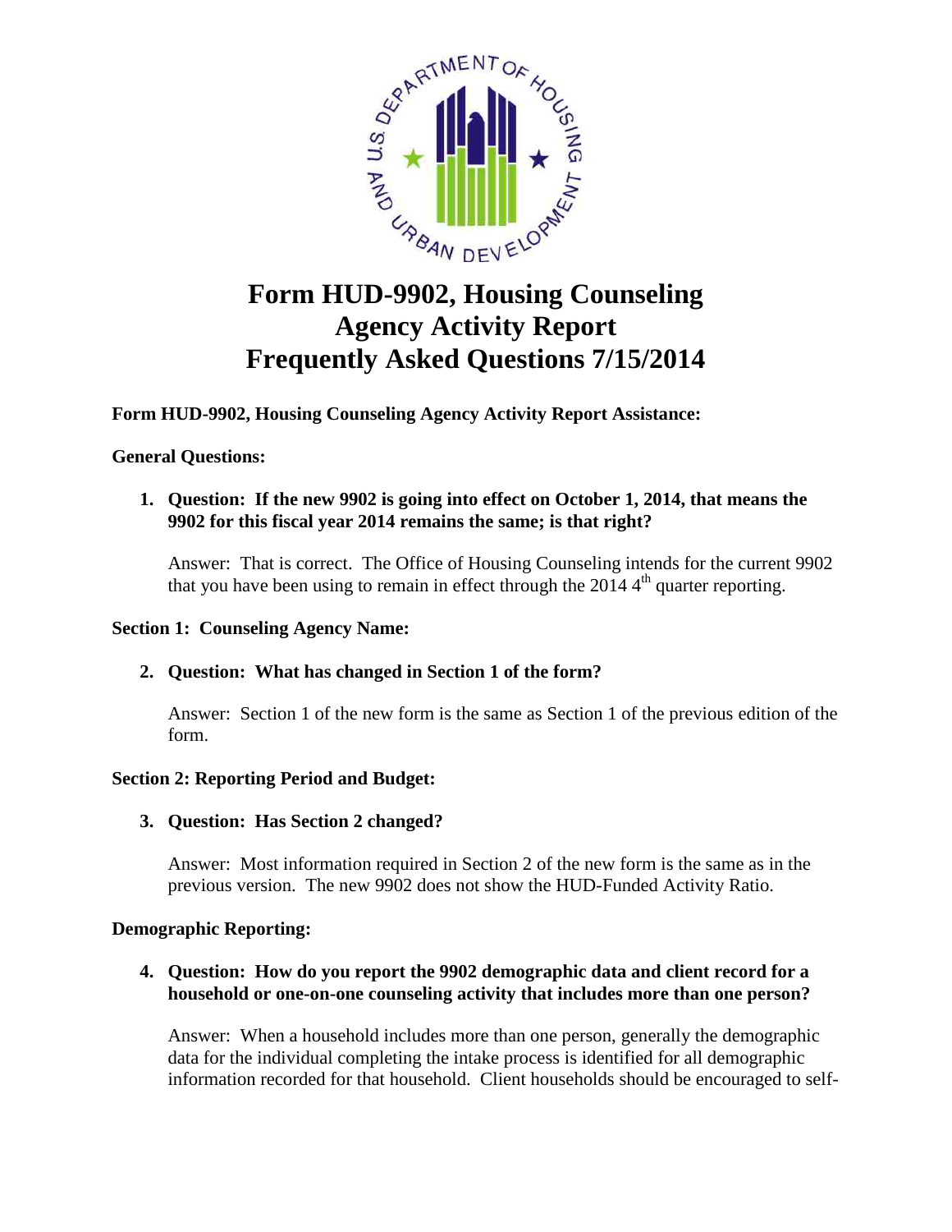# Form HUD-9902, Housing Counseling Agency Activity Report Frequently Asked Questions 7/15/2014

**Form HUD-9902, Housing Counseling Agency Activity Report Assistance:**

**General Questions:**

1. **Question: If the new 9902 is going into effect on October 1, 2014, that means the 9902 for this fiscal year 2014 remains the same; is that right?**

   Answer: That is correct. The Office of Housing Counseling intends for the current 9902 that you have been using to remain in effect through the 2014 4th quarter reporting.

**Section 1: Counseling Agency Name:**

2. **Question: What has changed in Section 1 of the form?**

   Answer: Section 1 of the new form is the same as Section 1 of the previous edition of the form.

**Section 2: Reporting Period and Budget:**

3. **Question: Has Section 2 changed?**

   Answer: Most information required in Section 2 of the new form is the same as in the previous version. The new 9902 does not show the HUD-Funded Activity Ratio.

**Demographic Reporting:**

4. **Question: How do you report the 9902 demographic data and client record for a household or one-on-one counseling activity that includes more than one person?**

   Answer: When a household includes more than one person, generally the demographic data for the individual completing the intake process is identified for all demographic information recorded for that household. Client households should be encouraged to self-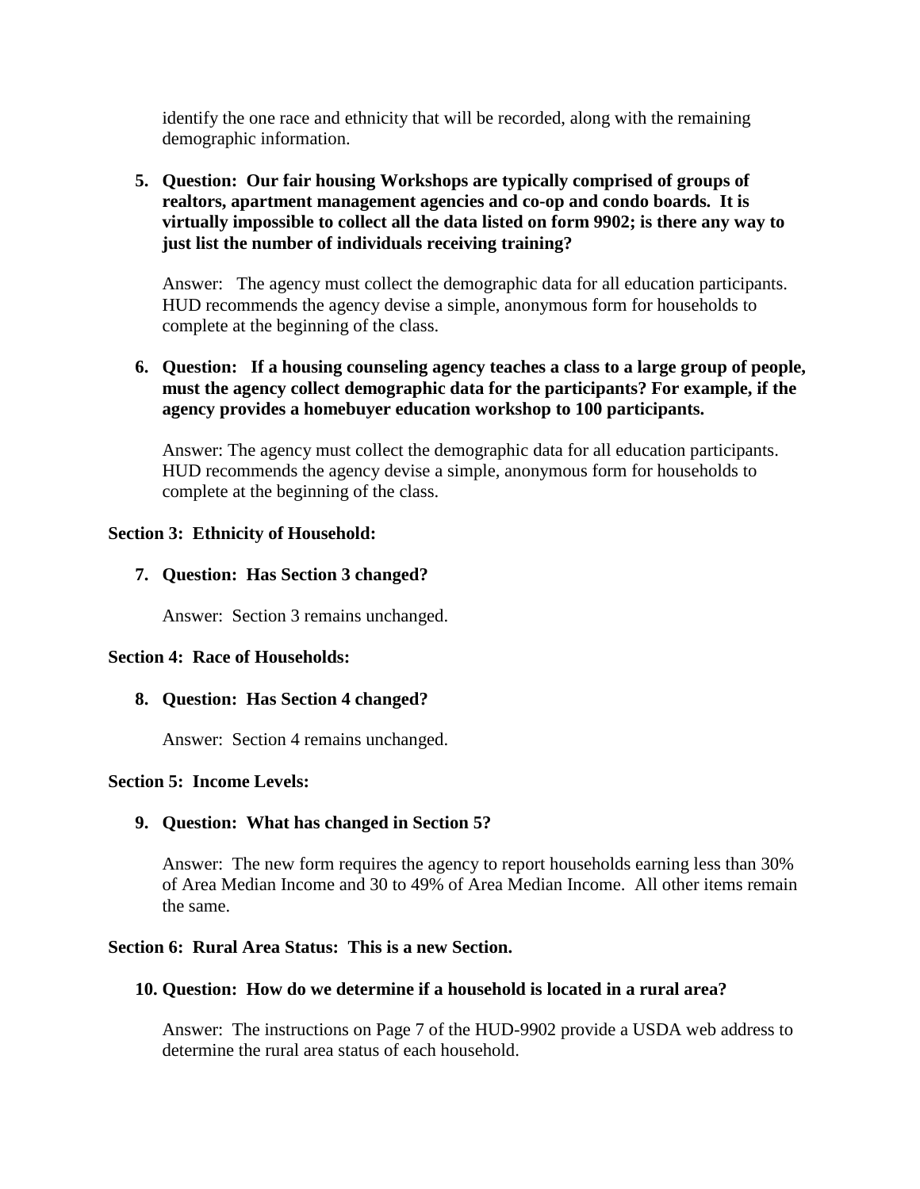identify the one race and ethnicity that will be recorded, along with the remaining demographic information.

5. **Question: Our fair housing Workshops are typically comprised of groups of realtors, apartment management agencies and co-op and condo boards. It is virtually impossible to collect all the data listed on form 9902; is there any way to just list the number of individuals receiving training?**

   Answer: The agency must collect the demographic data for all education participants. HUD recommends the agency devise a simple, anonymous form for households to complete at the beginning of the class.

6. **Question: If a housing counseling agency teaches a class to a large group of people, must the agency collect demographic data for the participants? For example, if the agency provides a homebuyer education workshop to 100 participants.**

   Answer: The agency must collect the demographic data for all education participants. HUD recommends the agency devise a simple, anonymous form for households to complete at the beginning of the class.

**Section 3: Ethnicity of Household:**

7. **Question: Has Section 3 changed?**

   Answer: Section 3 remains unchanged.

**Section 4: Race of Households:**

8. **Question: Has Section 4 changed?**

   Answer: Section 4 remains unchanged.

**Section 5: Income Levels:**

9. **Question: What has changed in Section 5?**

   Answer: The new form requires the agency to report households earning less than 30% of Area Median Income and 30 to 49% of Area Median Income. All other items remain the same.

**Section 6: Rural Area Status: This is a new Section.**

10. **Question: How do we determine if a household is located in a rural area?**

    Answer: The instructions on Page 7 of the HUD-9902 provide a USDA web address to determine the rural area status of each household.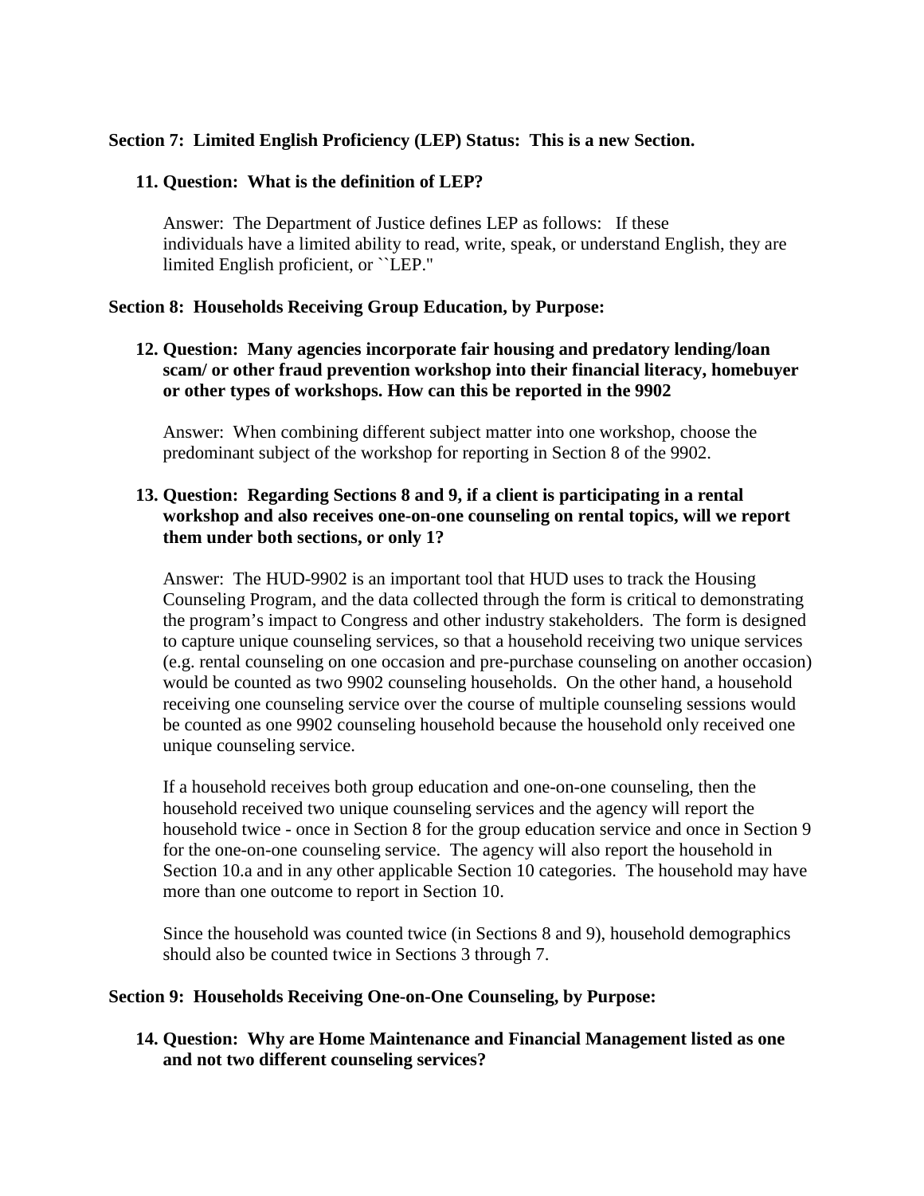**Section 7: Limited English Proficiency (LEP) Status: This is a new Section.**

11. **Question: What is the definition of LEP?**

    Answer: The Department of Justice defines LEP as follows: If these individuals have a limited ability to read, write, speak, or understand English, they are limited English proficient, or ``LEP.''

**Section 8: Households Receiving Group Education, by Purpose:**

12. **Question: Many agencies incorporate fair housing and predatory lending/loan scam/ or other fraud prevention workshop into their financial literacy, homebuyer or other types of workshops. How can this be reported in the 9902**

    Answer: When combining different subject matter into one workshop, choose the predominant subject of the workshop for reporting in Section 8 of the 9902.

13. **Question: Regarding Sections 8 and 9, if a client is participating in a rental workshop and also receives one-on-one counseling on rental topics, will we report them under both sections, or only 1?**

    Answer: The HUD-9902 is an important tool that HUD uses to track the Housing Counseling Program, and the data collected through the form is critical to demonstrating the program's impact to Congress and other industry stakeholders. The form is designed to capture unique counseling services, so that a household receiving two unique services (e.g. rental counseling on one occasion and pre-purchase counseling on another occasion) would be counted as two 9902 counseling households. On the other hand, a household receiving one counseling service over the course of multiple counseling sessions would be counted as one 9902 counseling household because the household only received one unique counseling service.

    If a household receives both group education and one-on-one counseling, then the household received two unique counseling services and the agency will report the household twice - once in Section 8 for the group education service and once in Section 9 for the one-on-one counseling service. The agency will also report the household in Section 10.a and in any other applicable Section 10 categories. The household may have more than one outcome to report in Section 10.

    Since the household was counted twice (in Sections 8 and 9), household demographics should also be counted twice in Sections 3 through 7.

**Section 9: Households Receiving One-on-One Counseling, by Purpose:**

14. **Question: Why are Home Maintenance and Financial Management listed as one and not two different counseling services?**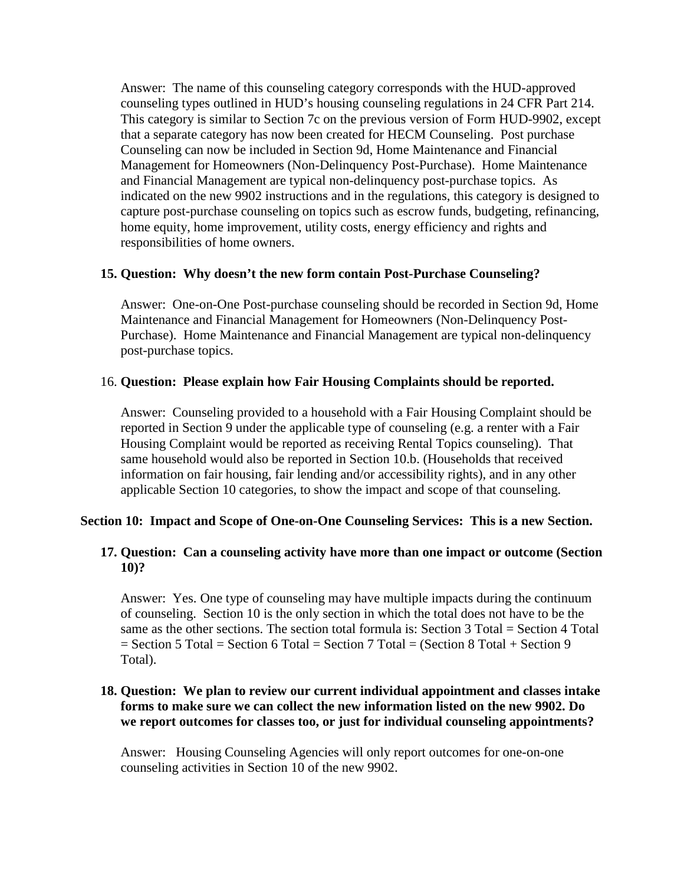Answer: The name of this counseling category corresponds with the HUD-approved counseling types outlined in HUD's housing counseling regulations in 24 CFR Part 214. This category is similar to Section 7c on the previous version of Form HUD-9902, except that a separate category has now been created for HECM Counseling. Post purchase Counseling can now be included in Section 9d, Home Maintenance and Financial Management for Homeowners (Non-Delinquency Post-Purchase). Home Maintenance and Financial Management are typical non-delinquency post-purchase topics. As indicated on the new 9902 instructions and in the regulations, this category is designed to capture post-purchase counseling on topics such as escrow funds, budgeting, refinancing, home equity, home improvement, utility costs, energy efficiency and rights and responsibilities of home owners.

**15. Question: Why doesn't the new form contain Post-Purchase Counseling?**

Answer: One-on-One Post-purchase counseling should be recorded in Section 9d, Home Maintenance and Financial Management for Homeowners (Non-Delinquency Post-Purchase). Home Maintenance and Financial Management are typical non-delinquency post-purchase topics.

16. **Question: Please explain how Fair Housing Complaints should be reported.**

Answer: Counseling provided to a household with a Fair Housing Complaint should be reported in Section 9 under the applicable type of counseling (e.g. a renter with a Fair Housing Complaint would be reported as receiving Rental Topics counseling). That same household would also be reported in Section 10.b. (Households that received information on fair housing, fair lending and/or accessibility rights), and in any other applicable Section 10 categories, to show the impact and scope of that counseling.

**Section 10: Impact and Scope of One-on-One Counseling Services: This is a new Section.**

**17. Question: Can a counseling activity have more than one impact or outcome (Section 10)?**

Answer: Yes. One type of counseling may have multiple impacts during the continuum of counseling. Section 10 is the only section in which the total does not have to be the same as the other sections. The section total formula is: Section 3 Total = Section 4 Total = Section 5 Total = Section 6 Total = Section 7 Total = (Section 8 Total + Section 9 Total).

**18. Question: We plan to review our current individual appointment and classes intake forms to make sure we can collect the new information listed on the new 9902. Do we report outcomes for classes too, or just for individual counseling appointments?**

Answer: Housing Counseling Agencies will only report outcomes for one-on-one counseling activities in Section 10 of the new 9902.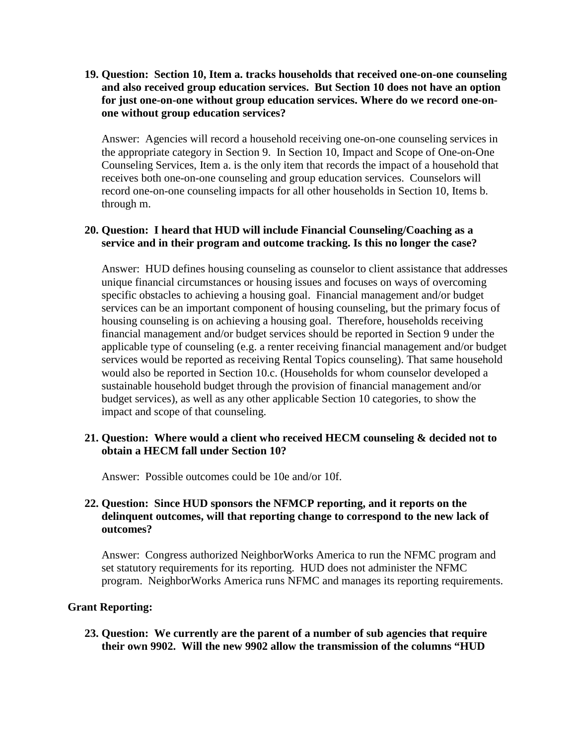19. **Question: Section 10, Item a. tracks households that received one-on-one counseling and also received group education services. But Section 10 does not have an option for just one-on-one without group education services. Where do we record one-on-one without group education services?**

    Answer: Agencies will record a household receiving one-on-one counseling services in the appropriate category in Section 9. In Section 10, Impact and Scope of One-on-One Counseling Services, Item a. is the only item that records the impact of a household that receives both one-on-one counseling and group education services. Counselors will record one-on-one counseling impacts for all other households in Section 10, Items b. through m.

20. **Question: I heard that HUD will include Financial Counseling/Coaching as a service and in their program and outcome tracking. Is this no longer the case?**

    Answer: HUD defines housing counseling as counselor to client assistance that addresses unique financial circumstances or housing issues and focuses on ways of overcoming specific obstacles to achieving a housing goal. Financial management and/or budget services can be an important component of housing counseling, but the primary focus of housing counseling is on achieving a housing goal. Therefore, households receiving financial management and/or budget services should be reported in Section 9 under the applicable type of counseling (e.g. a renter receiving financial management and/or budget services would be reported as receiving Rental Topics counseling). That same household would also be reported in Section 10.c. (Households for whom counselor developed a sustainable household budget through the provision of financial management and/or budget services), as well as any other applicable Section 10 categories, to show the impact and scope of that counseling.

21. **Question: Where would a client who received HECM counseling & decided not to obtain a HECM fall under Section 10?**

    Answer: Possible outcomes could be 10e and/or 10f.

22. **Question: Since HUD sponsors the NFMCP reporting, and it reports on the delinquent outcomes, will that reporting change to correspond to the new lack of outcomes?**

    Answer: Congress authorized NeighborWorks America to run the NFMC program and set statutory requirements for its reporting. HUD does not administer the NFMC program. NeighborWorks America runs NFMC and manages its reporting requirements.

**Grant Reporting:**

23. **Question: We currently are the parent of a number of sub agencies that require their own 9902. Will the new 9902 allow the transmission of the columns "HUD**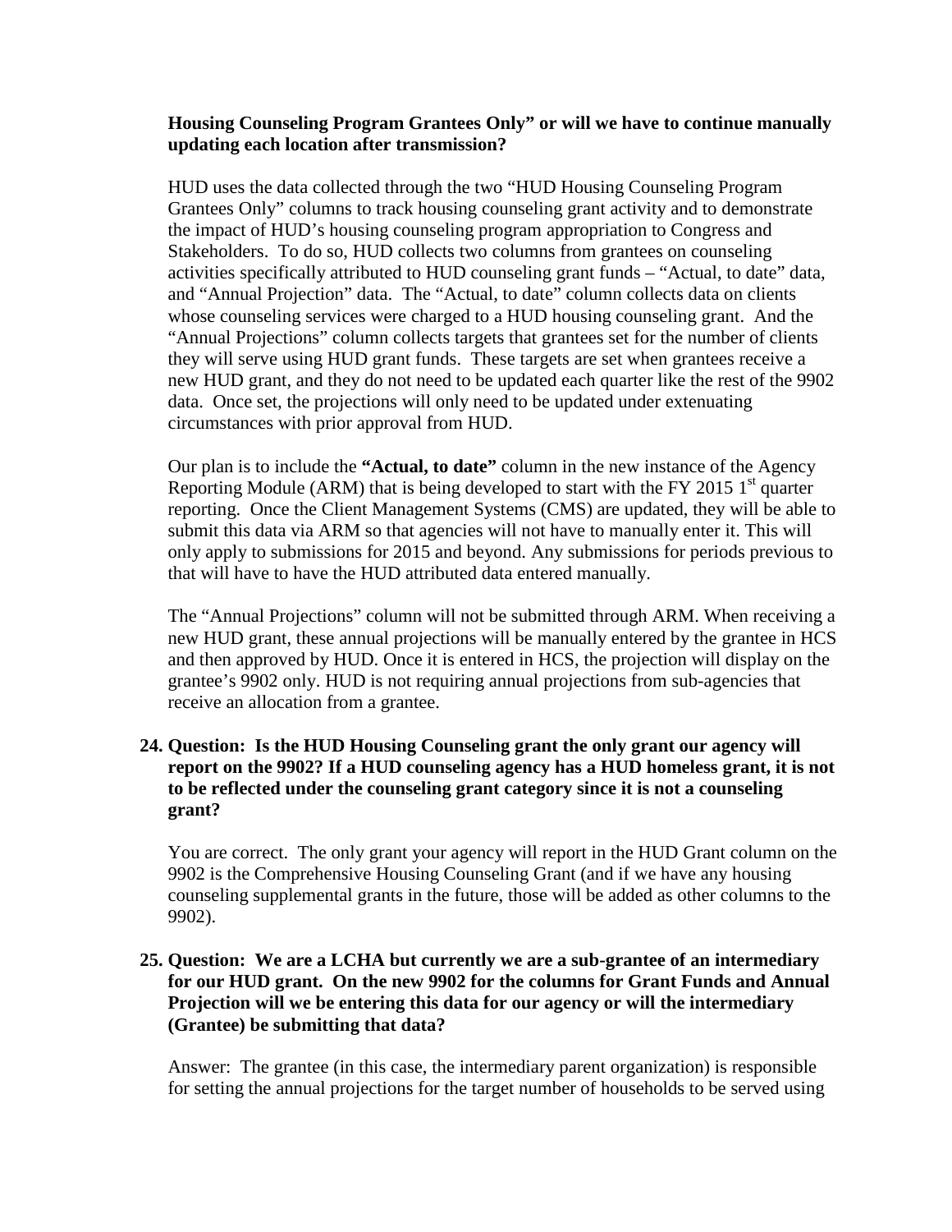**Housing Counseling Program Grantees Only" or will we have to continue manually updating each location after transmission?**

HUD uses the data collected through the two "HUD Housing Counseling Program Grantees Only" columns to track housing counseling grant activity and to demonstrate the impact of HUD's housing counseling program appropriation to Congress and Stakeholders. To do so, HUD collects two columns from grantees on counseling activities specifically attributed to HUD counseling grant funds – "Actual, to date" data, and "Annual Projection" data. The "Actual, to date" column collects data on clients whose counseling services were charged to a HUD housing counseling grant. And the "Annual Projections" column collects targets that grantees set for the number of clients they will serve using HUD grant funds. These targets are set when grantees receive a new HUD grant, and they do not need to be updated each quarter like the rest of the 9902 data. Once set, the projections will only need to be updated under extenuating circumstances with prior approval from HUD.

Our plan is to include the **"Actual, to date"** column in the new instance of the Agency Reporting Module (ARM) that is being developed to start with the FY 2015 1st quarter reporting. Once the Client Management Systems (CMS) are updated, they will be able to submit this data via ARM so that agencies will not have to manually enter it. This will only apply to submissions for 2015 and beyond. Any submissions for periods previous to that will have to have the HUD attributed data entered manually.

The "Annual Projections" column will not be submitted through ARM. When receiving a new HUD grant, these annual projections will be manually entered by the grantee in HCS and then approved by HUD. Once it is entered in HCS, the projection will display on the grantee's 9902 only. HUD is not requiring annual projections from sub-agencies that receive an allocation from a grantee.

**24. Question: Is the HUD Housing Counseling grant the only grant our agency will report on the 9902? If a HUD counseling agency has a HUD homeless grant, it is not to be reflected under the counseling grant category since it is not a counseling grant?**

You are correct. The only grant your agency will report in the HUD Grant column on the 9902 is the Comprehensive Housing Counseling Grant (and if we have any housing counseling supplemental grants in the future, those will be added as other columns to the 9902).

**25. Question: We are a LCHA but currently we are a sub-grantee of an intermediary for our HUD grant. On the new 9902 for the columns for Grant Funds and Annual Projection will we be entering this data for our agency or will the intermediary (Grantee) be submitting that data?**

Answer: The grantee (in this case, the intermediary parent organization) is responsible for setting the annual projections for the target number of households to be served using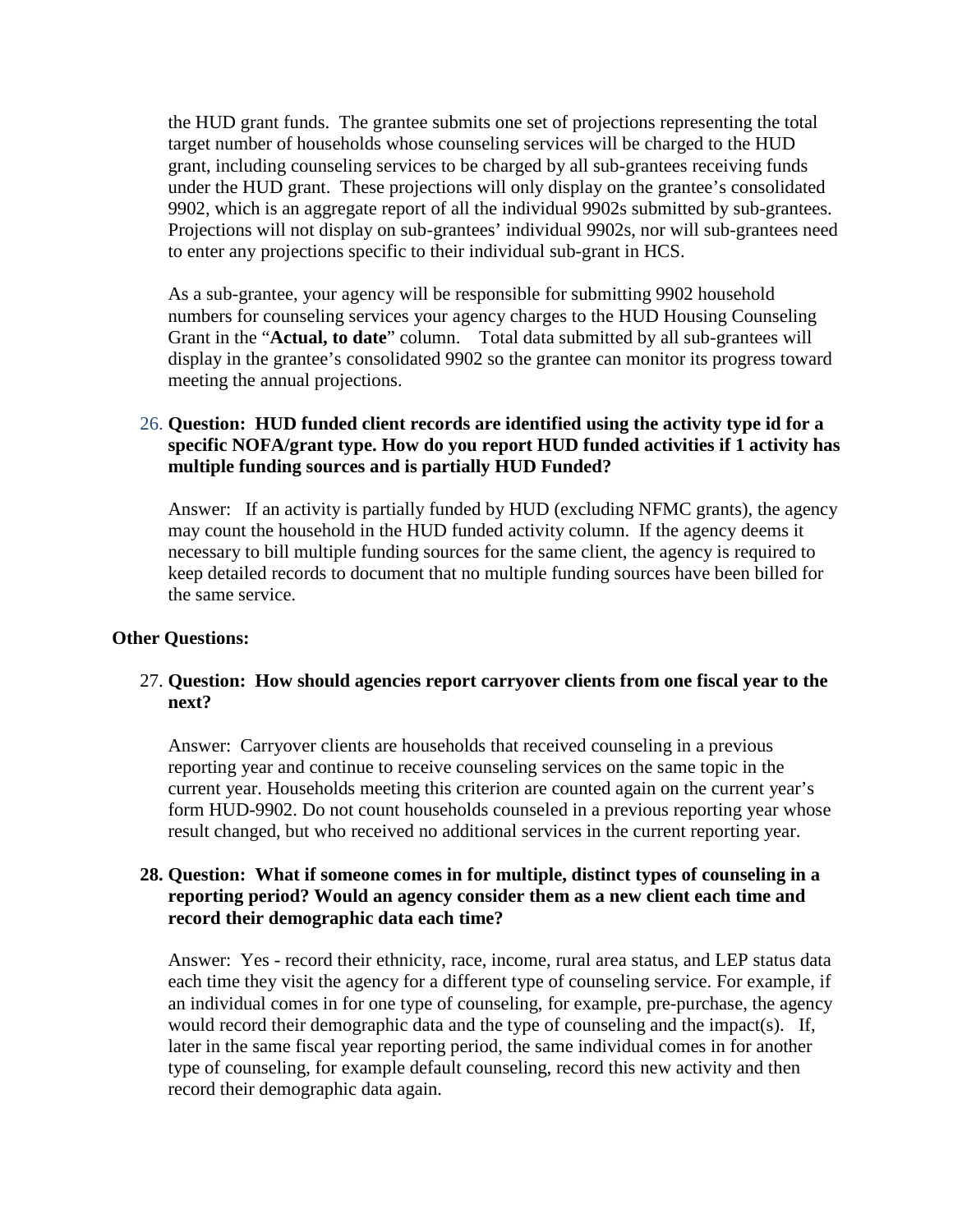the HUD grant funds. The grantee submits one set of projections representing the total target number of households whose counseling services will be charged to the HUD grant, including counseling services to be charged by all sub-grantees receiving funds under the HUD grant. These projections will only display on the grantee's consolidated 9902, which is an aggregate report of all the individual 9902s submitted by sub-grantees. Projections will not display on sub-grantees' individual 9902s, nor will sub-grantees need to enter any projections specific to their individual sub-grant in HCS.

As a sub-grantee, your agency will be responsible for submitting 9902 household numbers for counseling services your agency charges to the HUD Housing Counseling Grant in the "**Actual, to date**" column. Total data submitted by all sub-grantees will display in the grantee's consolidated 9902 so the grantee can monitor its progress toward meeting the annual projections.

26. **Question: HUD funded client records are identified using the activity type id for a specific NOFA/grant type. How do you report HUD funded activities if 1 activity has multiple funding sources and is partially HUD Funded?**

    Answer: If an activity is partially funded by HUD (excluding NFMC grants), the agency may count the household in the HUD funded activity column. If the agency deems it necessary to bill multiple funding sources for the same client, the agency is required to keep detailed records to document that no multiple funding sources have been billed for the same service.

**Other Questions:**

27. **Question: How should agencies report carryover clients from one fiscal year to the next?**

    Answer: Carryover clients are households that received counseling in a previous reporting year and continue to receive counseling services on the same topic in the current year. Households meeting this criterion are counted again on the current year's form HUD-9902. Do not count households counseled in a previous reporting year whose result changed, but who received no additional services in the current reporting year.

28. **Question: What if someone comes in for multiple, distinct types of counseling in a reporting period? Would an agency consider them as a new client each time and record their demographic data each time?**

    Answer: Yes - record their ethnicity, race, income, rural area status, and LEP status data each time they visit the agency for a different type of counseling service. For example, if an individual comes in for one type of counseling, for example, pre-purchase, the agency would record their demographic data and the type of counseling and the impact(s). If, later in the same fiscal year reporting period, the same individual comes in for another type of counseling, for example default counseling, record this new activity and then record their demographic data again.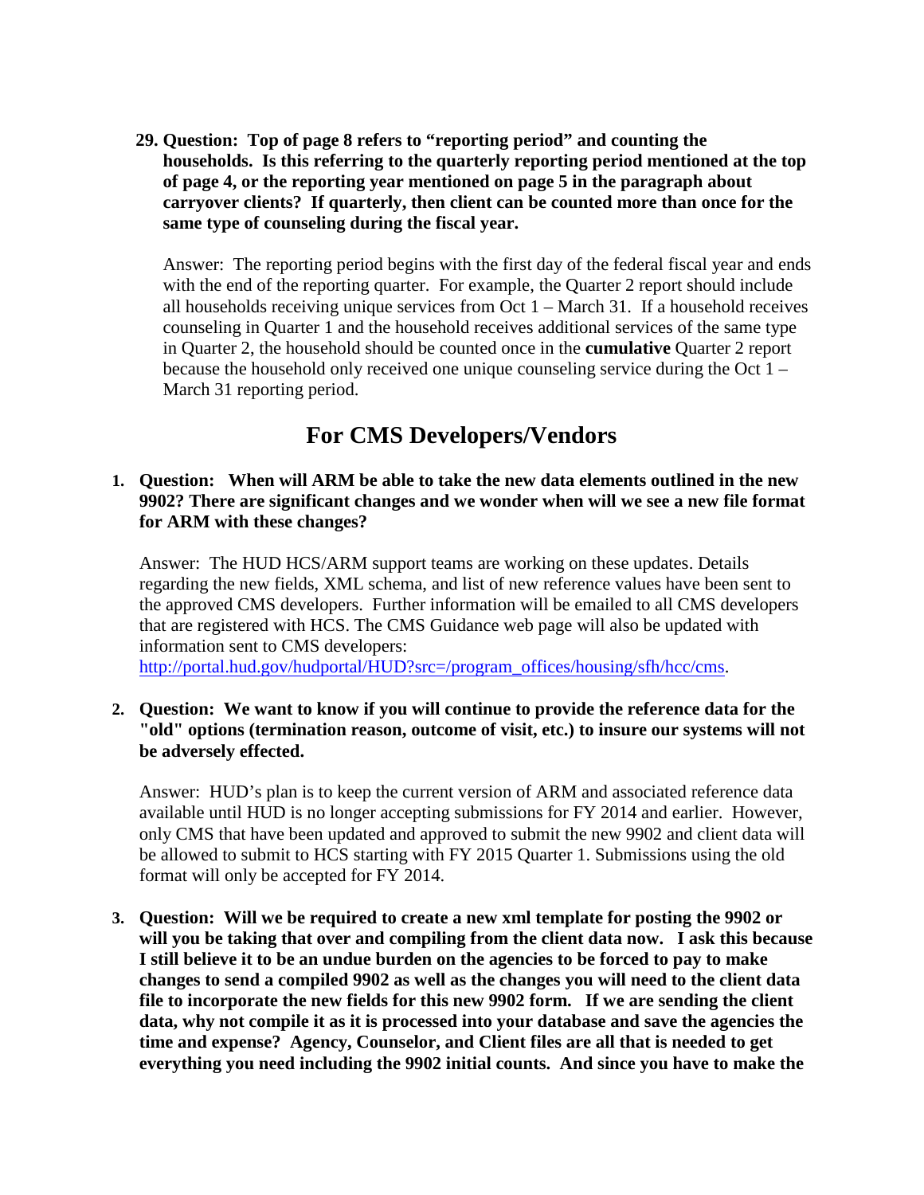29. **Question: Top of page 8 refers to "reporting period" and counting the households. Is this referring to the quarterly reporting period mentioned at the top of page 4, or the reporting year mentioned on page 5 in the paragraph about carryover clients? If quarterly, then client can be counted more than once for the same type of counseling during the fiscal year.**

    Answer: The reporting period begins with the first day of the federal fiscal year and ends with the end of the reporting quarter. For example, the Quarter 2 report should include all households receiving unique services from Oct 1 – March 31. If a household receives counseling in Quarter 1 and the household receives additional services of the same type in Quarter 2, the household should be counted once in the **cumulative** Quarter 2 report because the household only received one unique counseling service during the Oct 1 – March 31 reporting period.

## For CMS Developers/Vendors

1. **Question: When will ARM be able to take the new data elements outlined in the new 9902? There are significant changes and we wonder when will we see a new file format for ARM with these changes?**

   Answer: The HUD HCS/ARM support teams are working on these updates. Details regarding the new fields, XML schema, and list of new reference values have been sent to the approved CMS developers. Further information will be emailed to all CMS developers that are registered with HCS. The CMS Guidance web page will also be updated with information sent to CMS developers: [http://portal.hud.gov/hudportal/HUD?src=/program_offices/housing/sfh/hcc/cms](http://portal.hud.gov/hudportal/HUD?src=/program_offices/housing/sfh/hcc/cms).

2. **Question: We want to know if you will continue to provide the reference data for the "old" options (termination reason, outcome of visit, etc.) to insure our systems will not be adversely effected.**

   Answer: HUD's plan is to keep the current version of ARM and associated reference data available until HUD is no longer accepting submissions for FY 2014 and earlier. However, only CMS that have been updated and approved to submit the new 9902 and client data will be allowed to submit to HCS starting with FY 2015 Quarter 1. Submissions using the old format will only be accepted for FY 2014.

3. **Question: Will we be required to create a new xml template for posting the 9902 or will you be taking that over and compiling from the client data now. I ask this because I still believe it to be an undue burden on the agencies to be forced to pay to make changes to send a compiled 9902 as well as the changes you will need to the client data file to incorporate the new fields for this new 9902 form. If we are sending the client data, why not compile it as it is processed into your database and save the agencies the time and expense? Agency, Counselor, and Client files are all that is needed to get everything you need including the 9902 initial counts. And since you have to make the**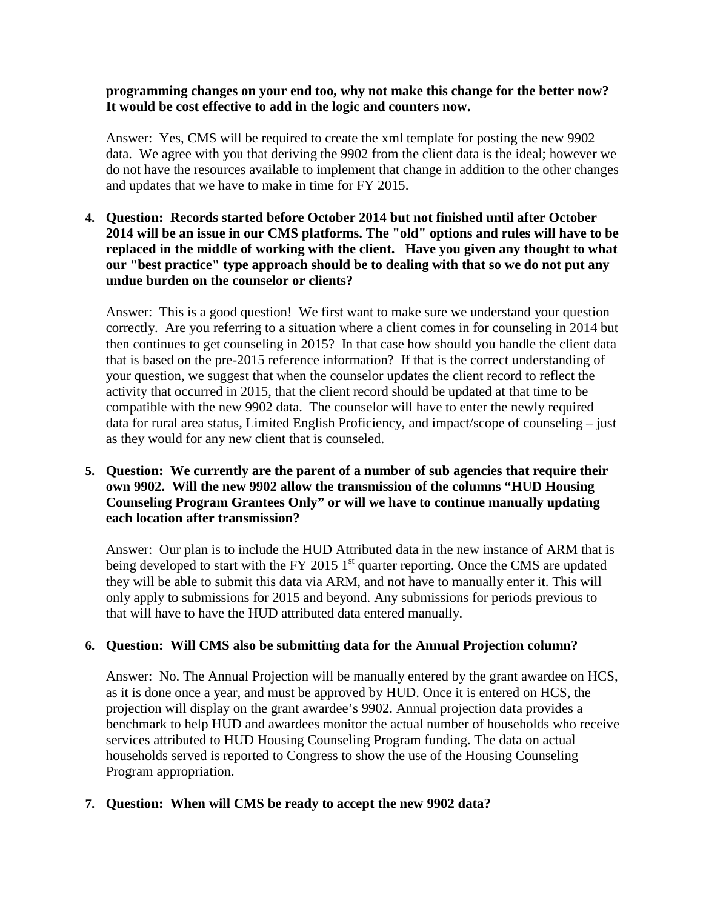**programming changes on your end too, why not make this change for the better now? It would be cost effective to add in the logic and counters now.**

Answer: Yes, CMS will be required to create the xml template for posting the new 9902 data. We agree with you that deriving the 9902 from the client data is the ideal; however we do not have the resources available to implement that change in addition to the other changes and updates that we have to make in time for FY 2015.

4. **Question: Records started before October 2014 but not finished until after October 2014 will be an issue in our CMS platforms. The "old" options and rules will have to be replaced in the middle of working with the client. Have you given any thought to what our "best practice" type approach should be to dealing with that so we do not put any undue burden on the counselor or clients?**

   Answer: This is a good question! We first want to make sure we understand your question correctly. Are you referring to a situation where a client comes in for counseling in 2014 but then continues to get counseling in 2015? In that case how should you handle the client data that is based on the pre-2015 reference information? If that is the correct understanding of your question, we suggest that when the counselor updates the client record to reflect the activity that occurred in 2015, that the client record should be updated at that time to be compatible with the new 9902 data. The counselor will have to enter the newly required data for rural area status, Limited English Proficiency, and impact/scope of counseling – just as they would for any new client that is counseled.

5. **Question: We currently are the parent of a number of sub agencies that require their own 9902. Will the new 9902 allow the transmission of the columns "HUD Housing Counseling Program Grantees Only" or will we have to continue manually updating each location after transmission?**

   Answer: Our plan is to include the HUD Attributed data in the new instance of ARM that is being developed to start with the FY 2015 1st quarter reporting. Once the CMS are updated they will be able to submit this data via ARM, and not have to manually enter it. This will only apply to submissions for 2015 and beyond. Any submissions for periods previous to that will have to have the HUD attributed data entered manually.

6. **Question: Will CMS also be submitting data for the Annual Projection column?**

   Answer: No. The Annual Projection will be manually entered by the grant awardee on HCS, as it is done once a year, and must be approved by HUD. Once it is entered on HCS, the projection will display on the grant awardee's 9902. Annual projection data provides a benchmark to help HUD and awardees monitor the actual number of households who receive services attributed to HUD Housing Counseling Program funding. The data on actual households served is reported to Congress to show the use of the Housing Counseling Program appropriation.

7. **Question: When will CMS be ready to accept the new 9902 data?**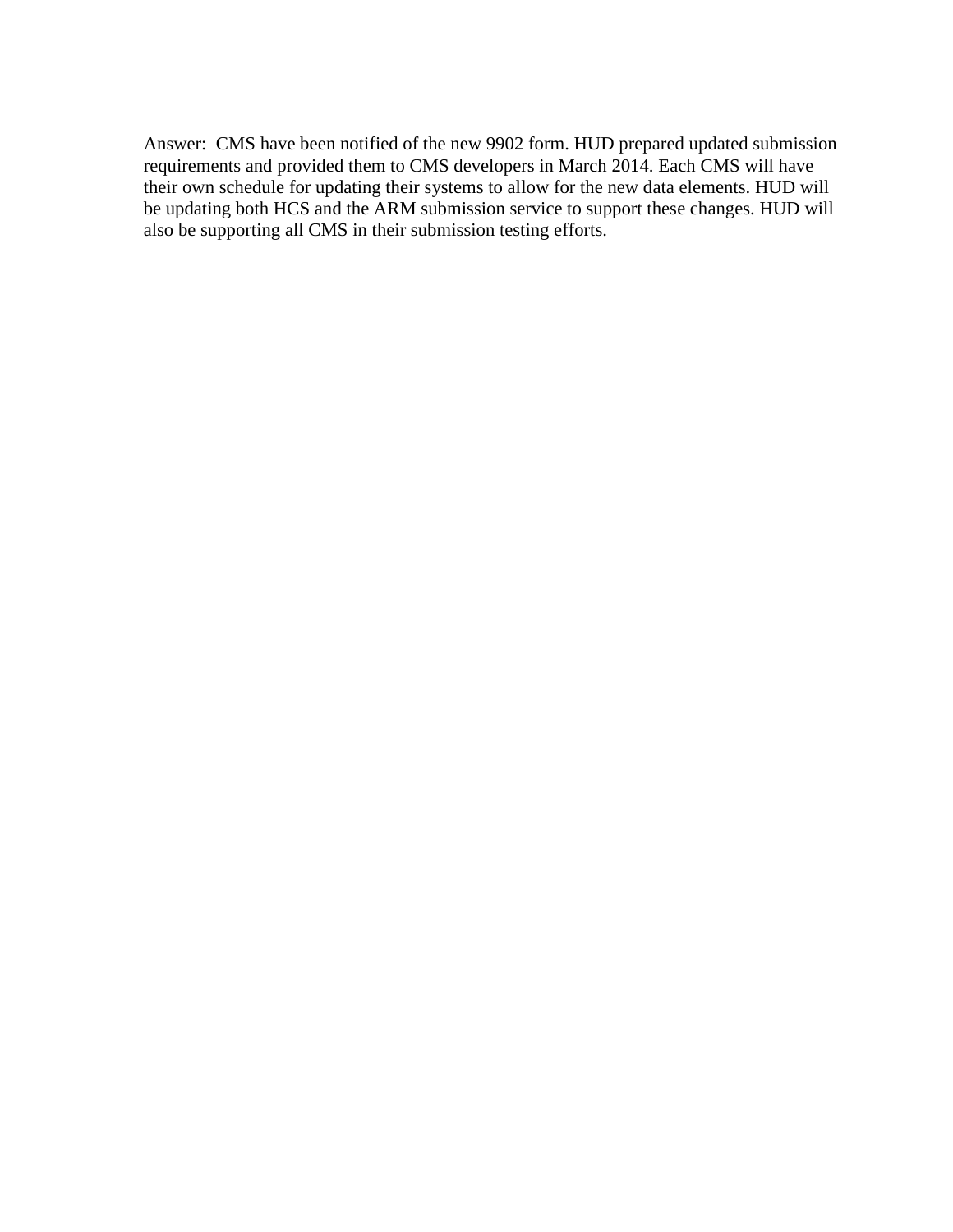Answer: CMS have been notified of the new 9902 form. HUD prepared updated submission requirements and provided them to CMS developers in March 2014. Each CMS will have their own schedule for updating their systems to allow for the new data elements. HUD will be updating both HCS and the ARM submission service to support these changes. HUD will also be supporting all CMS in their submission testing efforts.